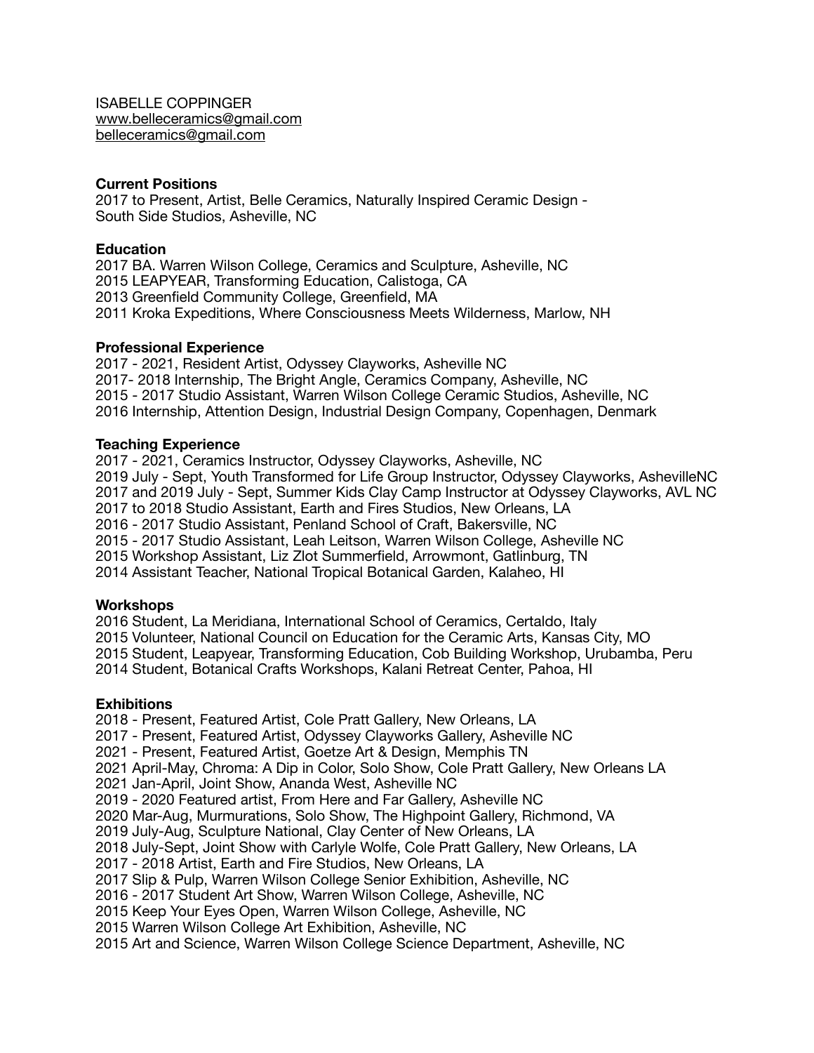ISABELLE COPPINGER
www.belleceramics@gmail.com
belleceramics@gmail.com

**Current Positions**
2017 to Present, Artist, Belle Ceramics, Naturally Inspired Ceramic Design -
South Side Studios, Asheville, NC

**Education**
2017 BA. Warren Wilson College, Ceramics and Sculpture, Asheville, NC
2015 LEAPYEAR, Transforming Education, Calistoga, CA
2013 Greenfield Community College, Greenfield, MA
2011 Kroka Expeditions, Where Consciousness Meets Wilderness, Marlow, NH

**Professional Experience**
2017 - 2021, Resident Artist, Odyssey Clayworks, Asheville NC
2017- 2018 Internship, The Bright Angle, Ceramics Company, Asheville, NC
2015 - 2017 Studio Assistant, Warren Wilson College Ceramic Studios, Asheville, NC
2016 Internship, Attention Design, Industrial Design Company, Copenhagen, Denmark

**Teaching Experience**
2017 - 2021, Ceramics Instructor, Odyssey Clayworks, Asheville, NC
2019 July - Sept, Youth Transformed for Life Group Instructor, Odyssey Clayworks, AshevilleNC
2017 and 2019 July - Sept, Summer Kids Clay Camp Instructor at Odyssey Clayworks, AVL NC
2017 to 2018 Studio Assistant, Earth and Fires Studios, New Orleans, LA
2016 - 2017 Studio Assistant, Penland School of Craft, Bakersville, NC
2015 - 2017 Studio Assistant, Leah Leitson, Warren Wilson College, Asheville NC
2015 Workshop Assistant, Liz Zlot Summerfield, Arrowmont, Gatlinburg, TN
2014 Assistant Teacher, National Tropical Botanical Garden, Kalaheo, HI

**Workshops**
2016 Student, La Meridiana, International School of Ceramics, Certaldo, Italy
2015 Volunteer, National Council on Education for the Ceramic Arts, Kansas City, MO
2015 Student, Leapyear, Transforming Education, Cob Building Workshop, Urubamba, Peru
2014 Student, Botanical Crafts Workshops, Kalani Retreat Center, Pahoa, HI

**Exhibitions**
2018 - Present, Featured Artist, Cole Pratt Gallery, New Orleans, LA
2017 - Present, Featured Artist, Odyssey Clayworks Gallery, Asheville NC
2021 - Present, Featured Artist, Goetze Art & Design, Memphis TN
2021 April-May, Chroma: A Dip in Color, Solo Show, Cole Pratt Gallery, New Orleans LA
2021 Jan-April, Joint Show, Ananda West, Asheville NC
2019 - 2020 Featured artist, From Here and Far Gallery, Asheville NC
2020 Mar-Aug, Murmurations, Solo Show, The Highpoint Gallery, Richmond, VA
2019 July-Aug, Sculpture National, Clay Center of New Orleans, LA
2018 July-Sept, Joint Show with Carlyle Wolfe, Cole Pratt Gallery, New Orleans, LA
2017 - 2018 Artist, Earth and Fire Studios, New Orleans, LA
2017 Slip & Pulp, Warren Wilson College Senior Exhibition, Asheville, NC
2016 - 2017 Student Art Show, Warren Wilson College, Asheville, NC
2015 Keep Your Eyes Open, Warren Wilson College, Asheville, NC
2015 Warren Wilson College Art Exhibition, Asheville, NC
2015 Art and Science, Warren Wilson College Science Department, Asheville, NC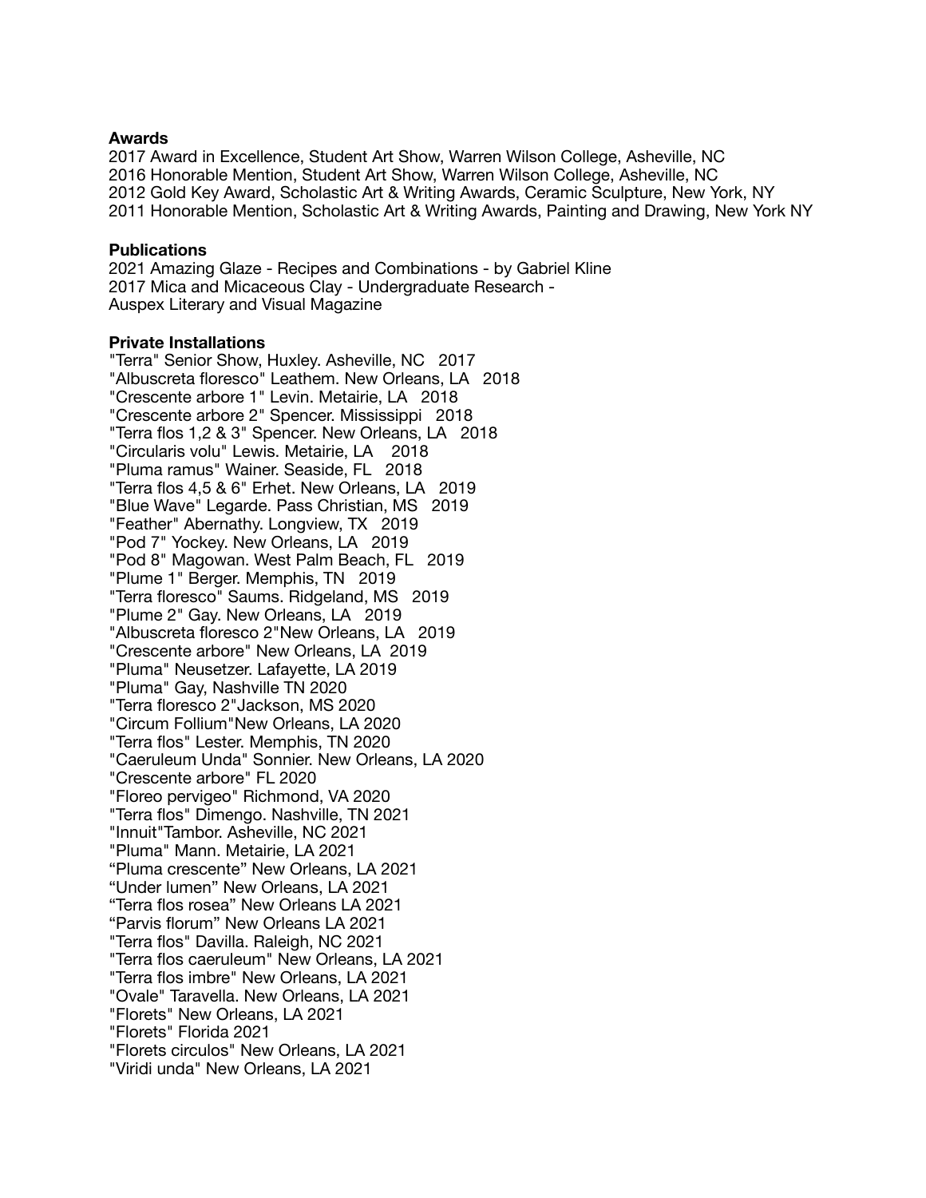**Awards**

2017 Award in Excellence, Student Art Show, Warren Wilson College, Asheville, NC
2016 Honorable Mention, Student Art Show, Warren Wilson College, Asheville, NC
2012 Gold Key Award, Scholastic Art & Writing Awards, Ceramic Sculpture, New York, NY
2011 Honorable Mention, Scholastic Art & Writing Awards, Painting and Drawing, New York NY

**Publications**

2021 Amazing Glaze - Recipes and Combinations - by Gabriel Kline
2017 Mica and Micaceous Clay - Undergraduate Research -
Auspex Literary and Visual Magazine

**Private Installations**

"Terra" Senior Show, Huxley. Asheville, NC 2017
"Albuscreta floresco" Leathem. New Orleans, LA 2018
"Crescente arbore 1" Levin. Metairie, LA 2018
"Crescente arbore 2" Spencer. Mississippi 2018
"Terra flos 1,2 & 3" Spencer. New Orleans, LA 2018
"Circularis volu" Lewis. Metairie, LA 2018
"Pluma ramus" Wainer. Seaside, FL 2018
"Terra flos 4,5 & 6" Erhet. New Orleans, LA 2019
"Blue Wave" Legarde. Pass Christian, MS 2019
"Feather" Abernathy. Longview, TX 2019
"Pod 7" Yockey. New Orleans, LA 2019
"Pod 8" Magowan. West Palm Beach, FL 2019
"Plume 1" Berger. Memphis, TN 2019
"Terra floresco" Saums. Ridgeland, MS 2019
"Plume 2" Gay. New Orleans, LA 2019
"Albuscreta floresco 2"New Orleans, LA 2019
"Crescente arbore" New Orleans, LA 2019
"Pluma" Neusetzer. Lafayette, LA 2019
"Pluma" Gay, Nashville TN 2020
"Terra floresco 2"Jackson, MS 2020
"Circum Follium"New Orleans, LA 2020
"Terra flos" Lester. Memphis, TN 2020
"Caeruleum Unda" Sonnier. New Orleans, LA 2020
"Crescente arbore" FL 2020
"Floreo pervigeo" Richmond, VA 2020
"Terra flos" Dimengo. Nashville, TN 2021
"Innuit"Tambor. Asheville, NC 2021
"Pluma" Mann. Metairie, LA 2021
“Pluma crescente” New Orleans, LA 2021
“Under lumen” New Orleans, LA 2021
“Terra flos rosea” New Orleans LA 2021
“Parvis florum” New Orleans LA 2021
"Terra flos" Davilla. Raleigh, NC 2021
"Terra flos caeruleum" New Orleans, LA 2021
"Terra flos imbre" New Orleans, LA 2021
"Ovale" Taravella. New Orleans, LA 2021
"Florets" New Orleans, LA 2021
"Florets" Florida 2021
"Florets circulos" New Orleans, LA 2021
"Viridi unda" New Orleans, LA 2021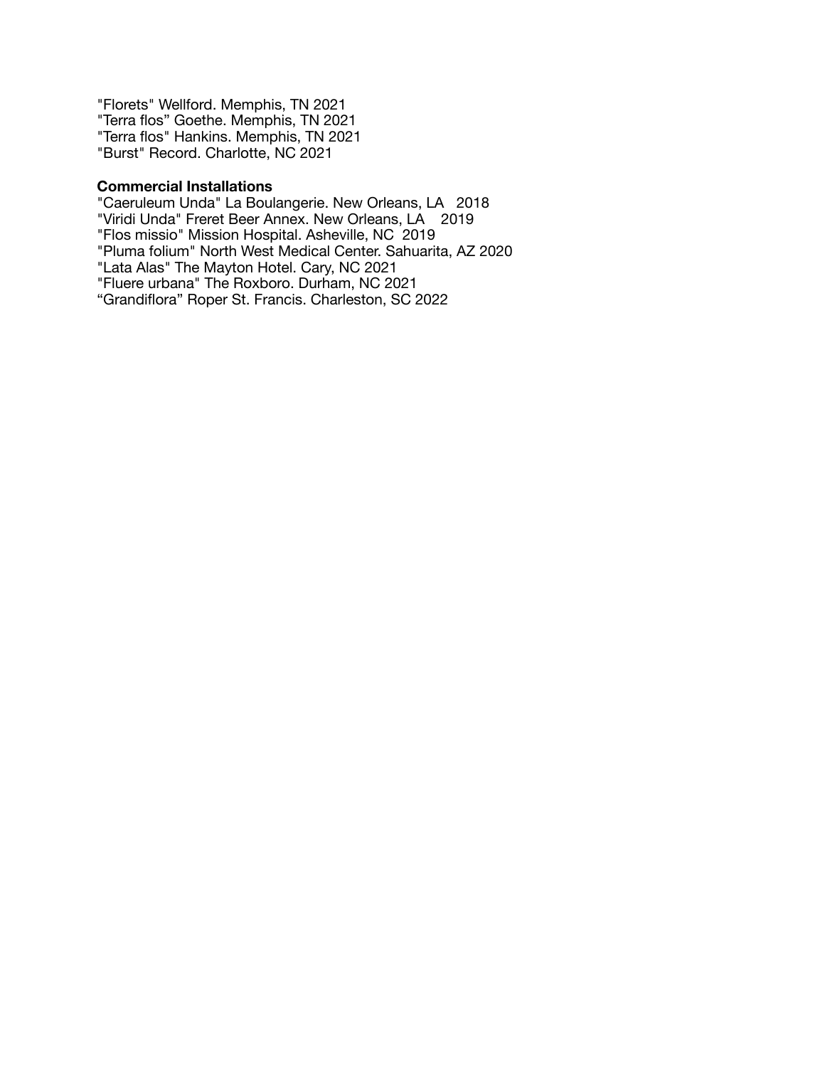"Florets" Wellford. Memphis, TN 2021
"Terra flos" Goethe. Memphis, TN 2021
"Terra flos" Hankins. Memphis, TN 2021
"Burst" Record. Charlotte, NC 2021

**Commercial Installations**

"Caeruleum Unda" La Boulangerie. New Orleans, LA 2018
"Viridi Unda" Freret Beer Annex. New Orleans, LA 2019
"Flos missio" Mission Hospital. Asheville, NC 2019
"Pluma folium" North West Medical Center. Sahuarita, AZ 2020
"Lata Alas" The Mayton Hotel. Cary, NC 2021
"Fluere urbana" The Roxboro. Durham, NC 2021
"Grandiflora" Roper St. Francis. Charleston, SC 2022